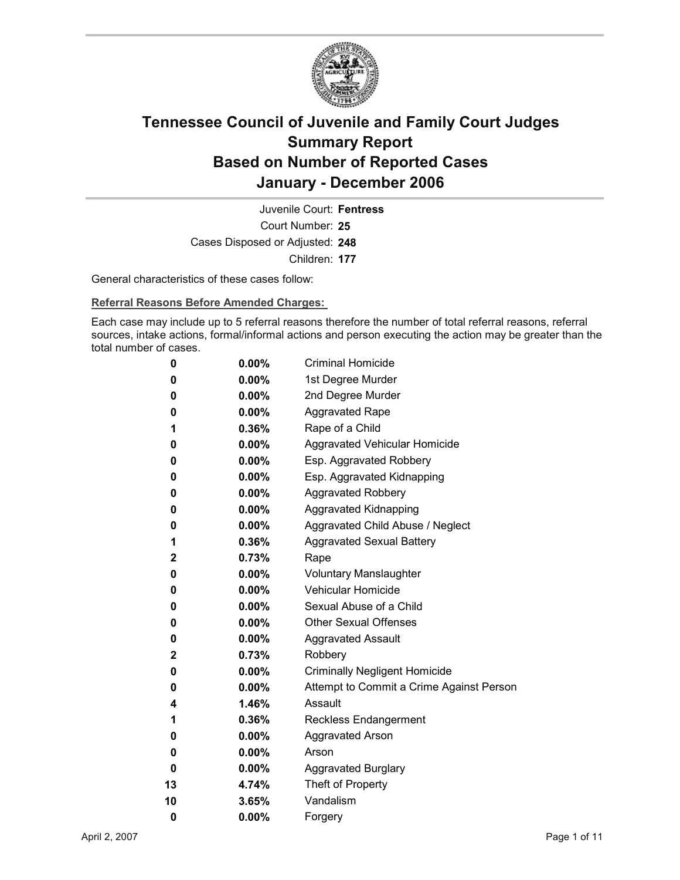# Tennessee Council of Juvenile and Family Court Judges
# Summary Report
# Based on Number of Reported Cases
# January - December 2006

Juvenile Court: **Fentress**

Court Number: **25**

Cases Disposed or Adjusted: **248**

Children: **177**

General characteristics of these cases follow:

**Referral Reasons Before Amended Charges:**

Each case may include up to 5 referral reasons therefore the number of total referral reasons, referral sources, intake actions, formal/informal actions and person executing the action may be greater than the total number of cases.

| | | |
|---|---|---|
| 0 | 0.00% | Criminal Homicide |
| 0 | 0.00% | 1st Degree Murder |
| 0 | 0.00% | 2nd Degree Murder |
| 0 | 0.00% | Aggravated Rape |
| 1 | 0.36% | Rape of a Child |
| 0 | 0.00% | Aggravated Vehicular Homicide |
| 0 | 0.00% | Esp. Aggravated Robbery |
| 0 | 0.00% | Esp. Aggravated Kidnapping |
| 0 | 0.00% | Aggravated Robbery |
| 0 | 0.00% | Aggravated Kidnapping |
| 0 | 0.00% | Aggravated Child Abuse / Neglect |
| 1 | 0.36% | Aggravated Sexual Battery |
| 2 | 0.73% | Rape |
| 0 | 0.00% | Voluntary Manslaughter |
| 0 | 0.00% | Vehicular Homicide |
| 0 | 0.00% | Sexual Abuse of a Child |
| 0 | 0.00% | Other Sexual Offenses |
| 0 | 0.00% | Aggravated Assault |
| 2 | 0.73% | Robbery |
| 0 | 0.00% | Criminally Negligent Homicide |
| 0 | 0.00% | Attempt to Commit a Crime Against Person |
| 4 | 1.46% | Assault |
| 1 | 0.36% | Reckless Endangerment |
| 0 | 0.00% | Aggravated Arson |
| 0 | 0.00% | Arson |
| 0 | 0.00% | Aggravated Burglary |
| 13 | 4.74% | Theft of Property |
| 10 | 3.65% | Vandalism |
| 0 | 0.00% | Forgery |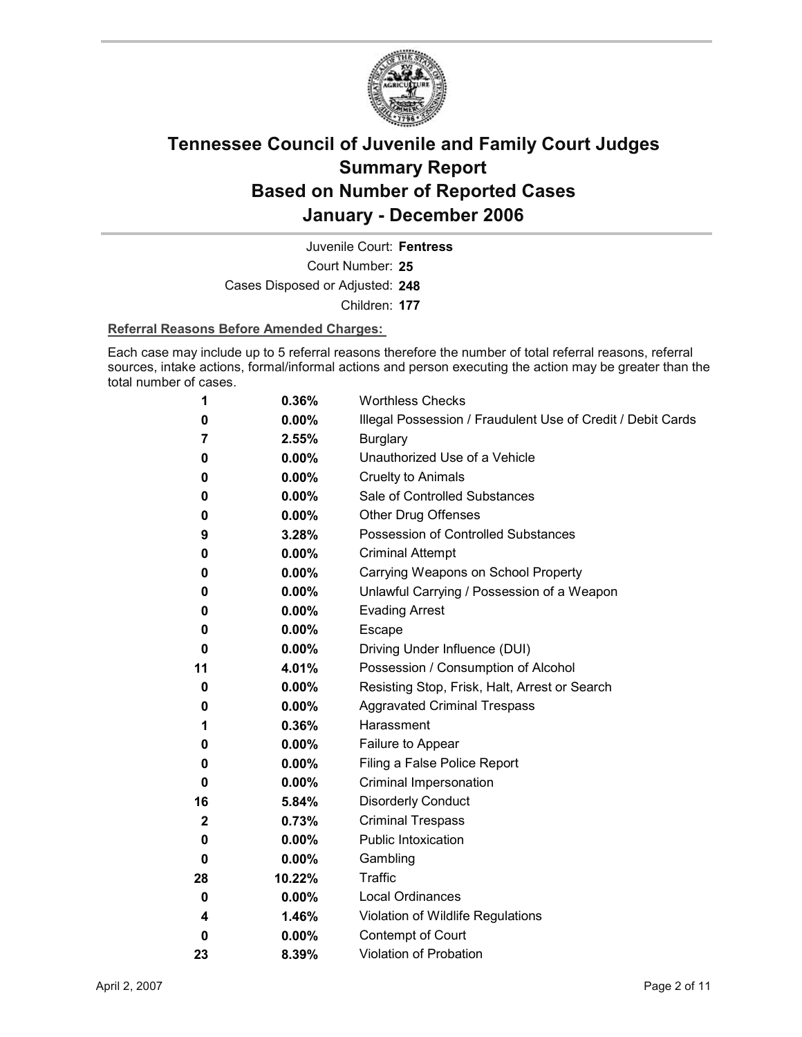# Tennessee Council of Juvenile and Family Court Judges
# Summary Report
# Based on Number of Reported Cases
# January - December 2006

Juvenile Court: **Fentress**

Court Number: **25**

Cases Disposed or Adjusted: **248**

Children: **177**

**Referral Reasons Before Amended Charges:**

Each case may include up to 5 referral reasons therefore the number of total referral reasons, referral sources, intake actions, formal/informal actions and person executing the action may be greater than the total number of cases.

| Count | Percent | Referral Reason |
|---|---|---|
| 1 | 0.36% | Worthless Checks |
| 0 | 0.00% | Illegal Possession / Fraudulent Use of Credit / Debit Cards |
| 7 | 2.55% | Burglary |
| 0 | 0.00% | Unauthorized Use of a Vehicle |
| 0 | 0.00% | Cruelty to Animals |
| 0 | 0.00% | Sale of Controlled Substances |
| 0 | 0.00% | Other Drug Offenses |
| 9 | 3.28% | Possession of Controlled Substances |
| 0 | 0.00% | Criminal Attempt |
| 0 | 0.00% | Carrying Weapons on School Property |
| 0 | 0.00% | Unlawful Carrying / Possession of a Weapon |
| 0 | 0.00% | Evading Arrest |
| 0 | 0.00% | Escape |
| 0 | 0.00% | Driving Under Influence (DUI) |
| 11 | 4.01% | Possession / Consumption of Alcohol |
| 0 | 0.00% | Resisting Stop, Frisk, Halt, Arrest or Search |
| 0 | 0.00% | Aggravated Criminal Trespass |
| 1 | 0.36% | Harassment |
| 0 | 0.00% | Failure to Appear |
| 0 | 0.00% | Filing a False Police Report |
| 0 | 0.00% | Criminal Impersonation |
| 16 | 5.84% | Disorderly Conduct |
| 2 | 0.73% | Criminal Trespass |
| 0 | 0.00% | Public Intoxication |
| 0 | 0.00% | Gambling |
| 28 | 10.22% | Traffic |
| 0 | 0.00% | Local Ordinances |
| 4 | 1.46% | Violation of Wildlife Regulations |
| 0 | 0.00% | Contempt of Court |
| 23 | 8.39% | Violation of Probation |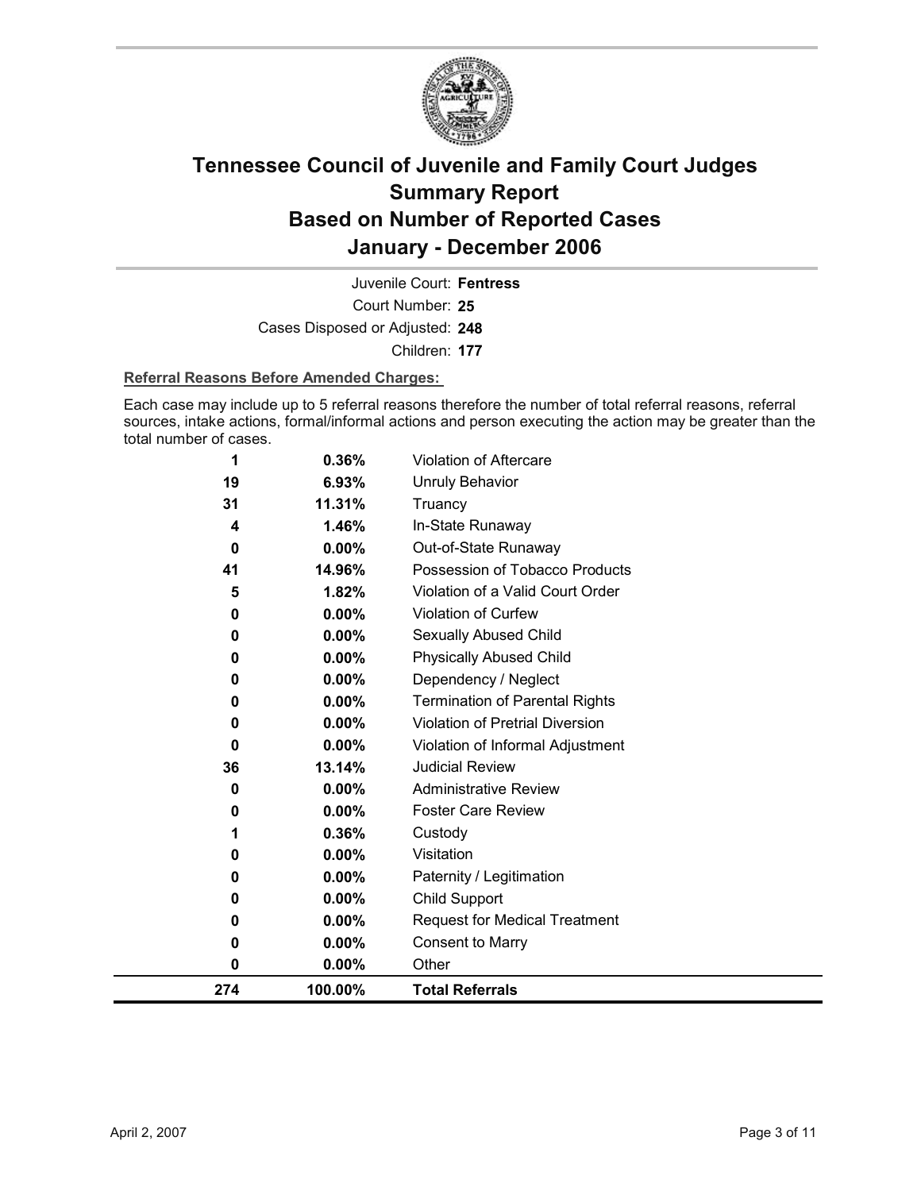# Tennessee Council of Juvenile and Family Court Judges
# Summary Report
# Based on Number of Reported Cases
# January - December 2006

Juvenile Court: **Fentress**

Court Number: **25**

Cases Disposed or Adjusted: **248**

Children: **177**

**Referral Reasons Before Amended Charges:**

Each case may include up to 5 referral reasons therefore the number of total referral reasons, referral sources, intake actions, formal/informal actions and person executing the action may be greater than the total number of cases.

| | | |
|---|---|---|
| 1 | 0.36% | Violation of Aftercare |
| 19 | 6.93% | Unruly Behavior |
| 31 | 11.31% | Truancy |
| 4 | 1.46% | In-State Runaway |
| 0 | 0.00% | Out-of-State Runaway |
| 41 | 14.96% | Possession of Tobacco Products |
| 5 | 1.82% | Violation of a Valid Court Order |
| 0 | 0.00% | Violation of Curfew |
| 0 | 0.00% | Sexually Abused Child |
| 0 | 0.00% | Physically Abused Child |
| 0 | 0.00% | Dependency / Neglect |
| 0 | 0.00% | Termination of Parental Rights |
| 0 | 0.00% | Violation of Pretrial Diversion |
| 0 | 0.00% | Violation of Informal Adjustment |
| 36 | 13.14% | Judicial Review |
| 0 | 0.00% | Administrative Review |
| 0 | 0.00% | Foster Care Review |
| 1 | 0.36% | Custody |
| 0 | 0.00% | Visitation |
| 0 | 0.00% | Paternity / Legitimation |
| 0 | 0.00% | Child Support |
| 0 | 0.00% | Request for Medical Treatment |
| 0 | 0.00% | Consent to Marry |
| 0 | 0.00% | Other |
| **274** | **100.00%** | **Total Referrals** |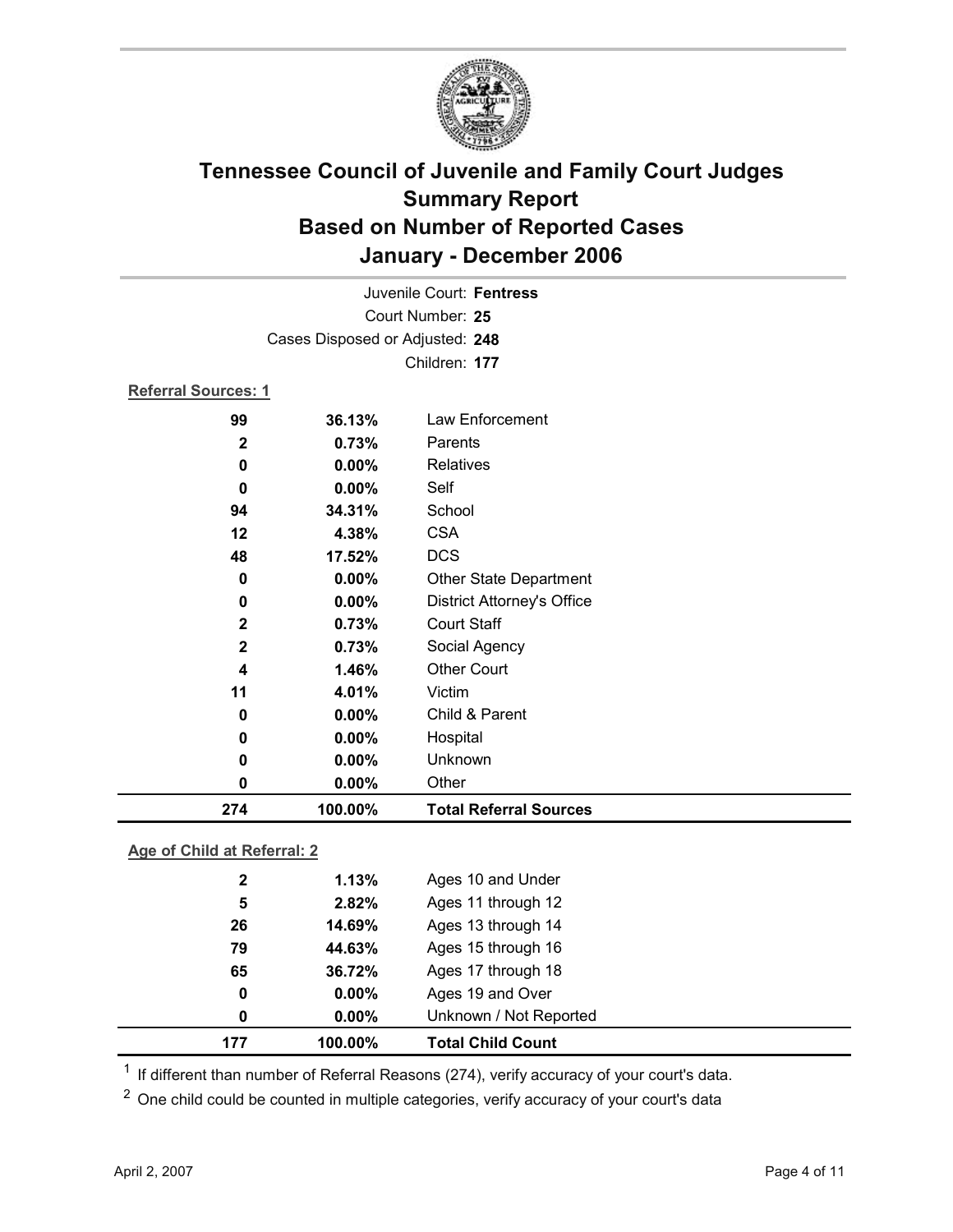# Tennessee Council of Juvenile and Family Court Judges
## Summary Report
## Based on Number of Reported Cases
## January - December 2006

Juvenile Court: **Fentress**

Court Number: **25**

Cases Disposed or Adjusted: **248**

Children: **177**

### Referral Sources: 1

| Count | Percent | Source |
|---|---|---|
| 99 | 36.13% | Law Enforcement |
| 2 | 0.73% | Parents |
| 0 | 0.00% | Relatives |
| 0 | 0.00% | Self |
| 94 | 34.31% | School |
| 12 | 4.38% | CSA |
| 48 | 17.52% | DCS |
| 0 | 0.00% | Other State Department |
| 0 | 0.00% | District Attorney's Office |
| 2 | 0.73% | Court Staff |
| 2 | 0.73% | Social Agency |
| 4 | 1.46% | Other Court |
| 11 | 4.01% | Victim |
| 0 | 0.00% | Child & Parent |
| 0 | 0.00% | Hospital |
| 0 | 0.00% | Unknown |
| 0 | 0.00% | Other |
| **274** | **100.00%** | **Total Referral Sources** |

### Age of Child at Referral: 2

| Count | Percent | Age |
|---|---|---|
| 2 | 1.13% | Ages 10 and Under |
| 5 | 2.82% | Ages 11 through 12 |
| 26 | 14.69% | Ages 13 through 14 |
| 79 | 44.63% | Ages 15 through 16 |
| 65 | 36.72% | Ages 17 through 18 |
| 0 | 0.00% | Ages 19 and Over |
| 0 | 0.00% | Unknown / Not Reported |
| **177** | **100.00%** | **Total Child Count** |

[1] If different than number of Referral Reasons (274), verify accuracy of your court's data.

[2] One child could be counted in multiple categories, verify accuracy of your court's data

April 2, 2007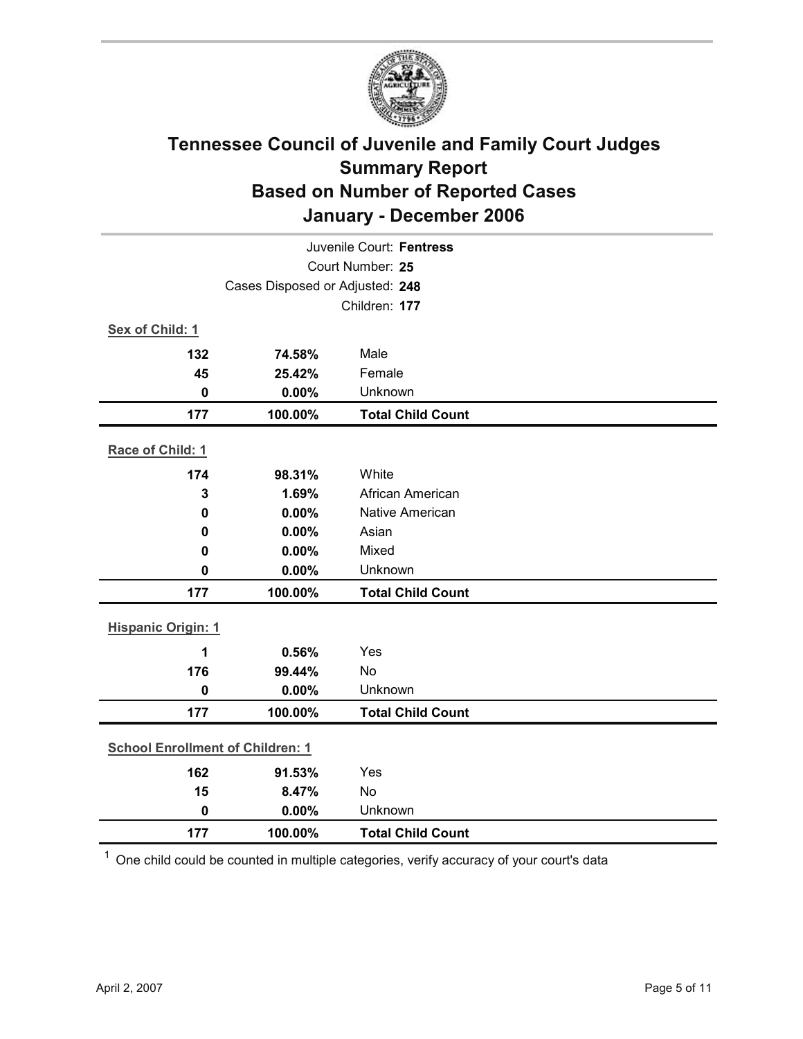# Tennessee Council of Juvenile and Family Court Judges
## Summary Report
## Based on Number of Reported Cases
## January - December 2006

Juvenile Court: **Fentress**
Court Number: **25**
Cases Disposed or Adjusted: **248**
Children: **177**

**Sex of Child: 1**

| | | |
|---|---|---|
| **132** | **74.58%** | Male |
| **45** | **25.42%** | Female |
| **0** | **0.00%** | Unknown |
| **177** | **100.00%** | **Total Child Count** |

**Race of Child: 1**

| | | |
|---|---|---|
| **174** | **98.31%** | White |
| **3** | **1.69%** | African American |
| **0** | **0.00%** | Native American |
| **0** | **0.00%** | Asian |
| **0** | **0.00%** | Mixed |
| **0** | **0.00%** | Unknown |
| **177** | **100.00%** | **Total Child Count** |

**Hispanic Origin: 1**

| | | |
|---|---|---|
| **1** | **0.56%** | Yes |
| **176** | **99.44%** | No |
| **0** | **0.00%** | Unknown |
| **177** | **100.00%** | **Total Child Count** |

**School Enrollment of Children: 1**

| | | |
|---|---|---|
| **162** | **91.53%** | Yes |
| **15** | **8.47%** | No |
| **0** | **0.00%** | Unknown |
| **177** | **100.00%** | **Total Child Count** |

[1] One child could be counted in multiple categories, verify accuracy of your court's data

April 2, 2007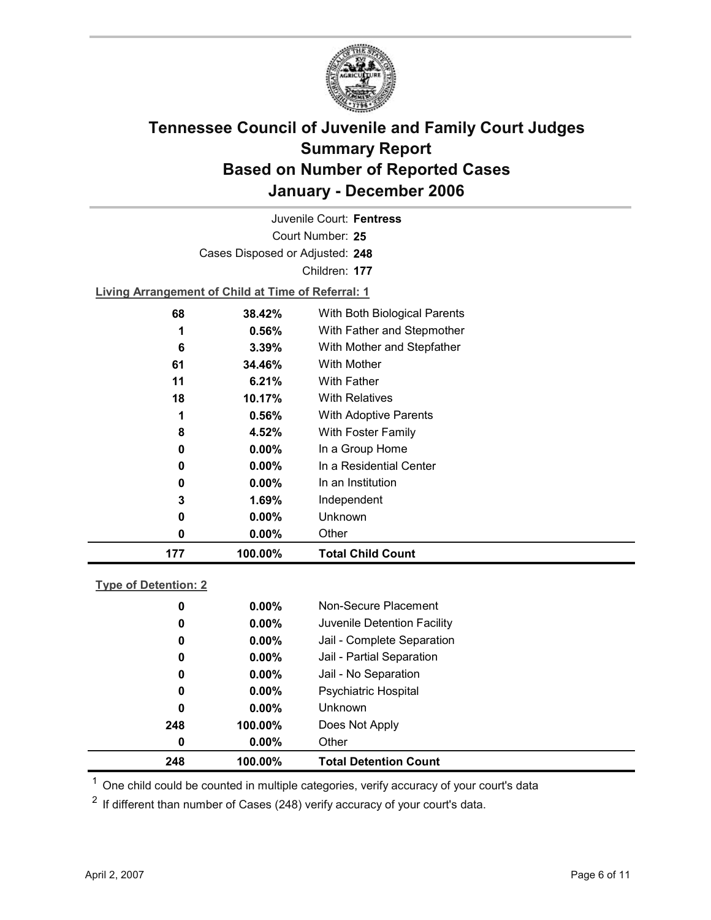# Tennessee Council of Juvenile and Family Court Judges
# Summary Report
# Based on Number of Reported Cases
# January - December 2006

Juvenile Court: **Fentress**

Court Number: **25**

Cases Disposed or Adjusted: **248**

Children: **177**

**Living Arrangement of Child at Time of Referral: 1**

| Count | Percent | Category |
|---|---|---|
| 68 | 38.42% | With Both Biological Parents |
| 1 | 0.56% | With Father and Stepmother |
| 6 | 3.39% | With Mother and Stepfather |
| 61 | 34.46% | With Mother |
| 11 | 6.21% | With Father |
| 18 | 10.17% | With Relatives |
| 1 | 0.56% | With Adoptive Parents |
| 8 | 4.52% | With Foster Family |
| 0 | 0.00% | In a Group Home |
| 0 | 0.00% | In a Residential Center |
| 0 | 0.00% | In an Institution |
| 3 | 1.69% | Independent |
| 0 | 0.00% | Unknown |
| 0 | 0.00% | Other |
| **177** | **100.00%** | **Total Child Count** |

**Type of Detention: 2**

| Count | Percent | Category |
|---|---|---|
| 0 | 0.00% | Non-Secure Placement |
| 0 | 0.00% | Juvenile Detention Facility |
| 0 | 0.00% | Jail - Complete Separation |
| 0 | 0.00% | Jail - Partial Separation |
| 0 | 0.00% | Jail - No Separation |
| 0 | 0.00% | Psychiatric Hospital |
| 0 | 0.00% | Unknown |
| 248 | 100.00% | Does Not Apply |
| 0 | 0.00% | Other |
| **248** | **100.00%** | **Total Detention Count** |

[1] One child could be counted in multiple categories, verify accuracy of your court's data

[2] If different than number of Cases (248) verify accuracy of your court's data.

April 2, 2007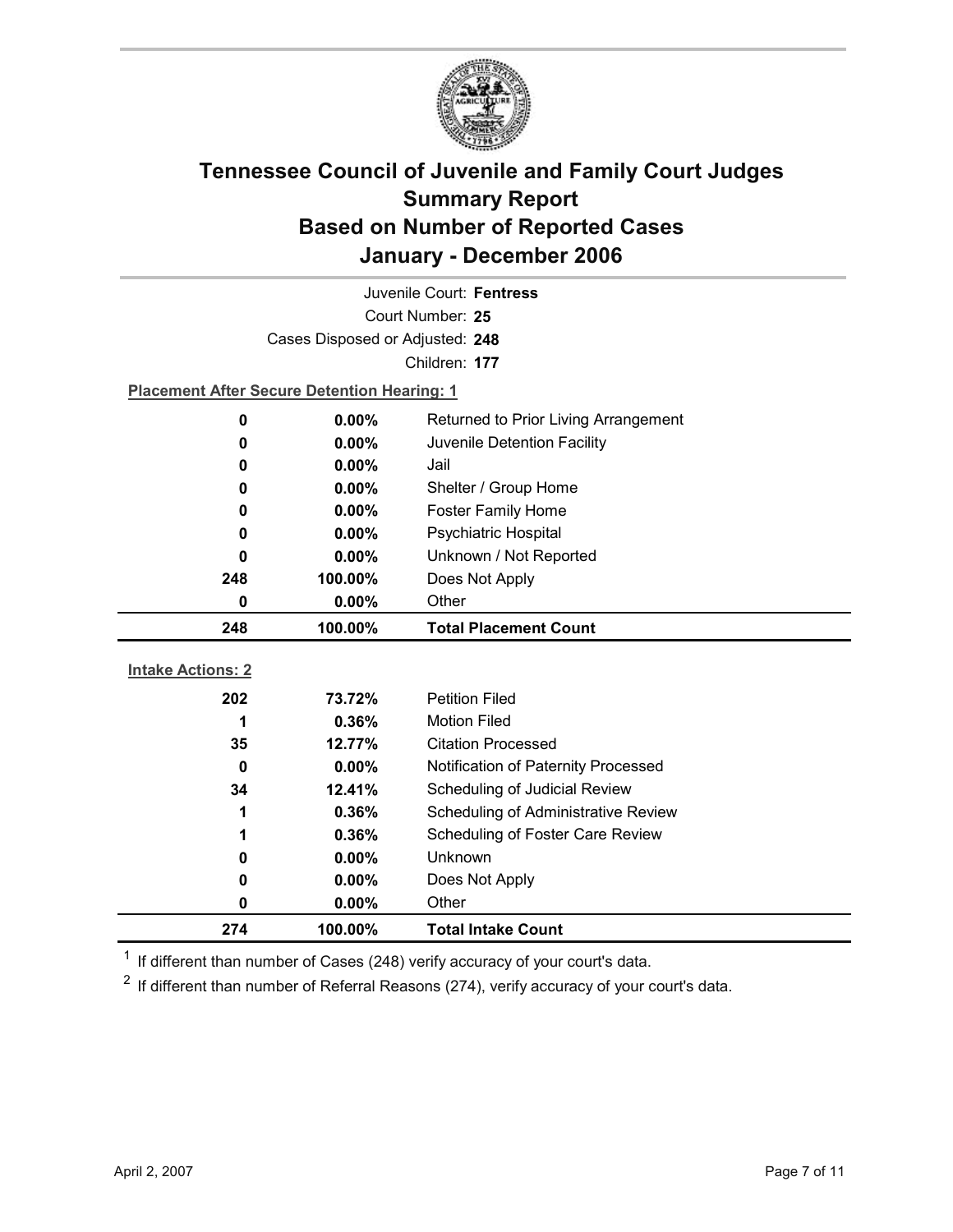# Tennessee Council of Juvenile and Family Court Judges
## Summary Report
## Based on Number of Reported Cases
## January - December 2006

Juvenile Court: **Fentress**

Court Number: **25**

Cases Disposed or Adjusted: **248**

Children: **177**

**Placement After Secure Detention Hearing: 1**

| Count | Percent | Placement |
|---|---|---|
| 0 | 0.00% | Returned to Prior Living Arrangement |
| 0 | 0.00% | Juvenile Detention Facility |
| 0 | 0.00% | Jail |
| 0 | 0.00% | Shelter / Group Home |
| 0 | 0.00% | Foster Family Home |
| 0 | 0.00% | Psychiatric Hospital |
| 0 | 0.00% | Unknown / Not Reported |
| 248 | 100.00% | Does Not Apply |
| 0 | 0.00% | Other |
| **248** | **100.00%** | **Total Placement Count** |

**Intake Actions: 2**

| Count | Percent | Intake Action |
|---|---|---|
| 202 | 73.72% | Petition Filed |
| 1 | 0.36% | Motion Filed |
| 35 | 12.77% | Citation Processed |
| 0 | 0.00% | Notification of Paternity Processed |
| 34 | 12.41% | Scheduling of Judicial Review |
| 1 | 0.36% | Scheduling of Administrative Review |
| 1 | 0.36% | Scheduling of Foster Care Review |
| 0 | 0.00% | Unknown |
| 0 | 0.00% | Does Not Apply |
| 0 | 0.00% | Other |
| **274** | **100.00%** | **Total Intake Count** |

[1] If different than number of Cases (248) verify accuracy of your court's data.

[2] If different than number of Referral Reasons (274), verify accuracy of your court's data.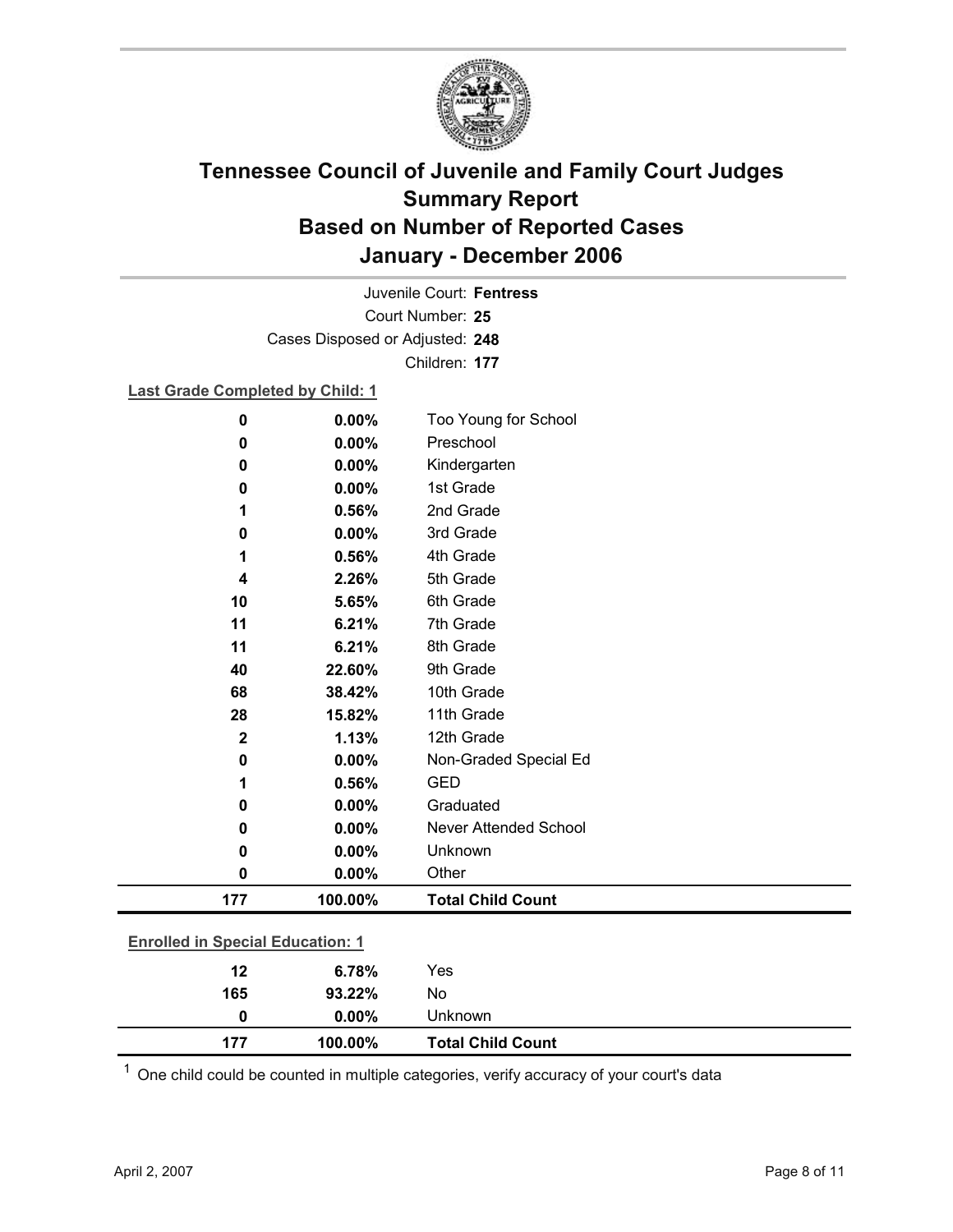# Tennessee Council of Juvenile and Family Court Judges
## Summary Report
## Based on Number of Reported Cases
## January - December 2006

Juvenile Court: **Fentress**
Court Number: **25**
Cases Disposed or Adjusted: **248**
Children: **177**

**Last Grade Completed by Child: 1**

| Count | Percent | Category |
|---|---|---|
| 0 | 0.00% | Too Young for School |
| 0 | 0.00% | Preschool |
| 0 | 0.00% | Kindergarten |
| 0 | 0.00% | 1st Grade |
| 1 | 0.56% | 2nd Grade |
| 0 | 0.00% | 3rd Grade |
| 1 | 0.56% | 4th Grade |
| 4 | 2.26% | 5th Grade |
| 10 | 5.65% | 6th Grade |
| 11 | 6.21% | 7th Grade |
| 11 | 6.21% | 8th Grade |
| 40 | 22.60% | 9th Grade |
| 68 | 38.42% | 10th Grade |
| 28 | 15.82% | 11th Grade |
| 2 | 1.13% | 12th Grade |
| 0 | 0.00% | Non-Graded Special Ed |
| 1 | 0.56% | GED |
| 0 | 0.00% | Graduated |
| 0 | 0.00% | Never Attended School |
| 0 | 0.00% | Unknown |
| 0 | 0.00% | Other |
| **177** | **100.00%** | **Total Child Count** |

**Enrolled in Special Education: 1**

| Count | Percent | Category |
|---|---|---|
| 12 | 6.78% | Yes |
| 165 | 93.22% | No |
| 0 | 0.00% | Unknown |
| **177** | **100.00%** | **Total Child Count** |

[1] One child could be counted in multiple categories, verify accuracy of your court's data

April 2, 2007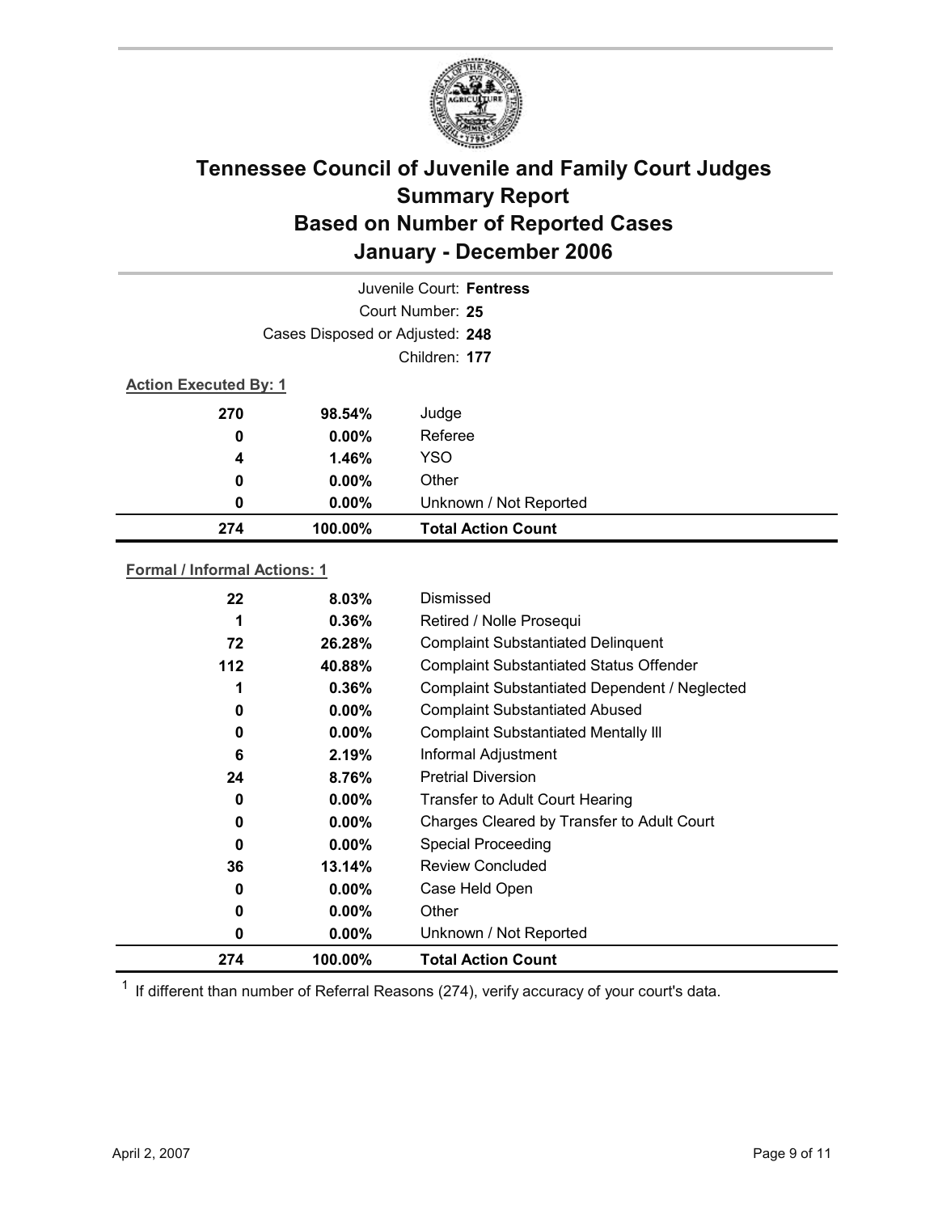# Tennessee Council of Juvenile and Family Court Judges
## Summary Report
## Based on Number of Reported Cases
## January - December 2006

Juvenile Court: **Fentress**

Court Number: **25**

Cases Disposed or Adjusted: **248**

Children: **177**

**Action Executed By: 1**

| | | |
|---|---|---|
| 270 | 98.54% | Judge |
| 0 | 0.00% | Referee |
| 4 | 1.46% | YSO |
| 0 | 0.00% | Other |
| 0 | 0.00% | Unknown / Not Reported |
| **274** | **100.00%** | **Total Action Count** |

**Formal / Informal Actions: 1**

| | | |
|---|---|---|
| 22 | 8.03% | Dismissed |
| 1 | 0.36% | Retired / Nolle Prosequi |
| 72 | 26.28% | Complaint Substantiated Delinquent |
| 112 | 40.88% | Complaint Substantiated Status Offender |
| 1 | 0.36% | Complaint Substantiated Dependent / Neglected |
| 0 | 0.00% | Complaint Substantiated Abused |
| 0 | 0.00% | Complaint Substantiated Mentally Ill |
| 6 | 2.19% | Informal Adjustment |
| 24 | 8.76% | Pretrial Diversion |
| 0 | 0.00% | Transfer to Adult Court Hearing |
| 0 | 0.00% | Charges Cleared by Transfer to Adult Court |
| 0 | 0.00% | Special Proceeding |
| 36 | 13.14% | Review Concluded |
| 0 | 0.00% | Case Held Open |
| 0 | 0.00% | Other |
| 0 | 0.00% | Unknown / Not Reported |
| **274** | **100.00%** | **Total Action Count** |

[1] If different than number of Referral Reasons (274), verify accuracy of your court's data.

April 2, 2007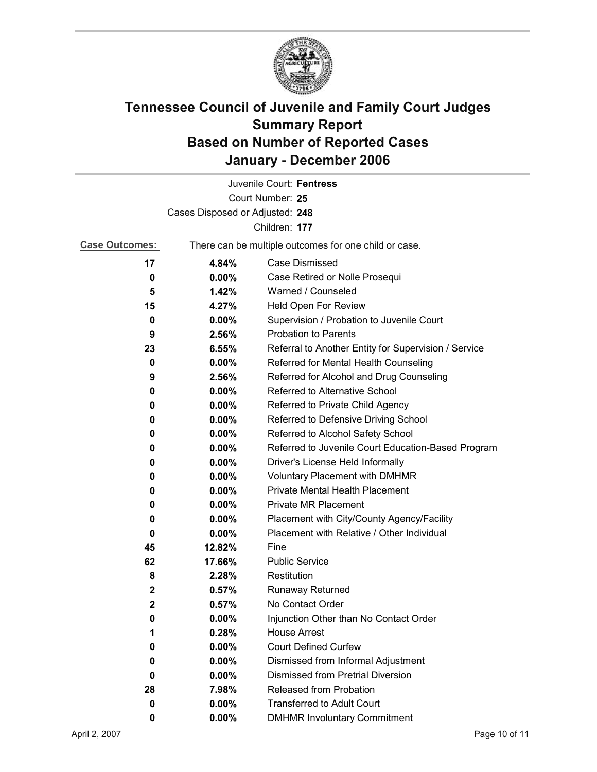# Tennessee Council of Juvenile and Family Court Judges
# Summary Report
# Based on Number of Reported Cases
# January - December 2006

Juvenile Court: **Fentress**

Court Number: **25**

Cases Disposed or Adjusted: **248**

Children: **177**

**Case Outcomes:** There can be multiple outcomes for one child or case.

| Count | Percent | Outcome |
|---|---|---|
| 17 | 4.84% | Case Dismissed |
| 0 | 0.00% | Case Retired or Nolle Prosequi |
| 5 | 1.42% | Warned / Counseled |
| 15 | 4.27% | Held Open For Review |
| 0 | 0.00% | Supervision / Probation to Juvenile Court |
| 9 | 2.56% | Probation to Parents |
| 23 | 6.55% | Referral to Another Entity for Supervision / Service |
| 0 | 0.00% | Referred for Mental Health Counseling |
| 9 | 2.56% | Referred for Alcohol and Drug Counseling |
| 0 | 0.00% | Referred to Alternative School |
| 0 | 0.00% | Referred to Private Child Agency |
| 0 | 0.00% | Referred to Defensive Driving School |
| 0 | 0.00% | Referred to Alcohol Safety School |
| 0 | 0.00% | Referred to Juvenile Court Education-Based Program |
| 0 | 0.00% | Driver's License Held Informally |
| 0 | 0.00% | Voluntary Placement with DMHMR |
| 0 | 0.00% | Private Mental Health Placement |
| 0 | 0.00% | Private MR Placement |
| 0 | 0.00% | Placement with City/County Agency/Facility |
| 0 | 0.00% | Placement with Relative / Other Individual |
| 45 | 12.82% | Fine |
| 62 | 17.66% | Public Service |
| 8 | 2.28% | Restitution |
| 2 | 0.57% | Runaway Returned |
| 2 | 0.57% | No Contact Order |
| 0 | 0.00% | Injunction Other than No Contact Order |
| 1 | 0.28% | House Arrest |
| 0 | 0.00% | Court Defined Curfew |
| 0 | 0.00% | Dismissed from Informal Adjustment |
| 0 | 0.00% | Dismissed from Pretrial Diversion |
| 28 | 7.98% | Released from Probation |
| 0 | 0.00% | Transferred to Adult Court |
| 0 | 0.00% | DMHMR Involuntary Commitment |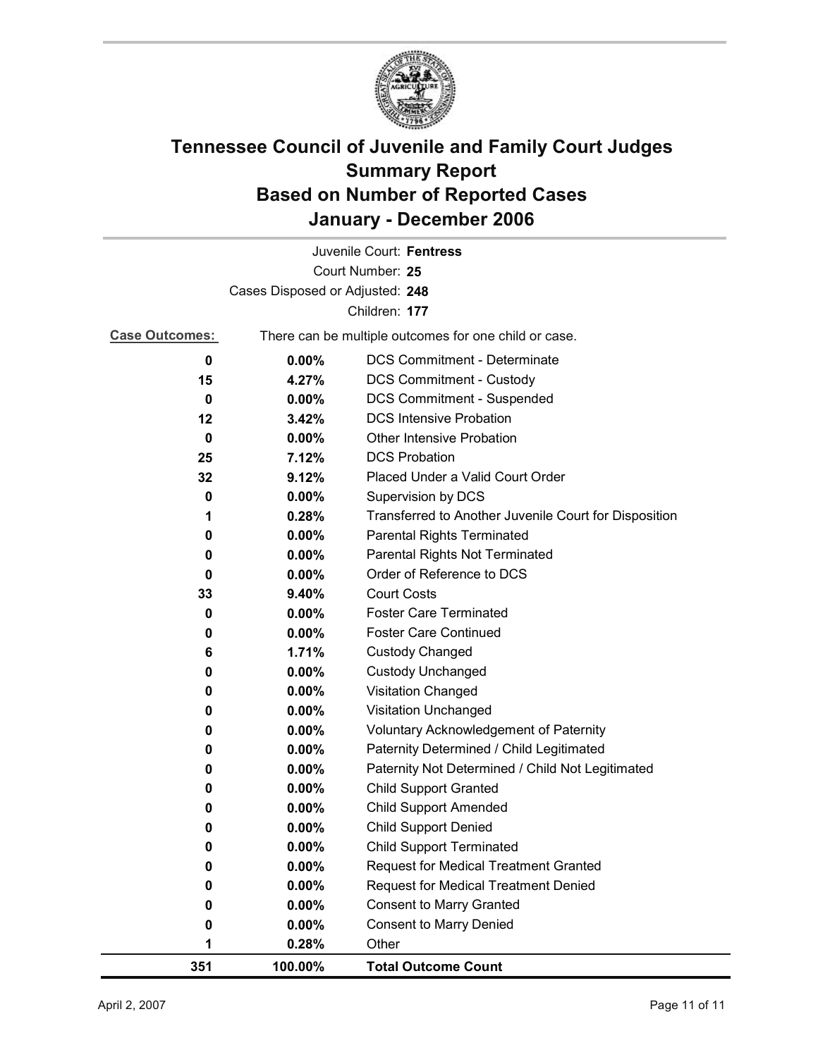# Tennessee Council of Juvenile and Family Court Judges
# Summary Report
# Based on Number of Reported Cases
# January - December 2006

Juvenile Court: **Fentress**

Court Number: **25**

Cases Disposed or Adjusted: **248**

Children: **177**

**Case Outcomes:** There can be multiple outcomes for one child or case.

| | | |
|---|---|---|
| 0 | 0.00% | DCS Commitment - Determinate |
| 15 | 4.27% | DCS Commitment - Custody |
| 0 | 0.00% | DCS Commitment - Suspended |
| 12 | 3.42% | DCS Intensive Probation |
| 0 | 0.00% | Other Intensive Probation |
| 25 | 7.12% | DCS Probation |
| 32 | 9.12% | Placed Under a Valid Court Order |
| 0 | 0.00% | Supervision by DCS |
| 1 | 0.28% | Transferred to Another Juvenile Court for Disposition |
| 0 | 0.00% | Parental Rights Terminated |
| 0 | 0.00% | Parental Rights Not Terminated |
| 0 | 0.00% | Order of Reference to DCS |
| 33 | 9.40% | Court Costs |
| 0 | 0.00% | Foster Care Terminated |
| 0 | 0.00% | Foster Care Continued |
| 6 | 1.71% | Custody Changed |
| 0 | 0.00% | Custody Unchanged |
| 0 | 0.00% | Visitation Changed |
| 0 | 0.00% | Visitation Unchanged |
| 0 | 0.00% | Voluntary Acknowledgement of Paternity |
| 0 | 0.00% | Paternity Determined / Child Legitimated |
| 0 | 0.00% | Paternity Not Determined / Child Not Legitimated |
| 0 | 0.00% | Child Support Granted |
| 0 | 0.00% | Child Support Amended |
| 0 | 0.00% | Child Support Denied |
| 0 | 0.00% | Child Support Terminated |
| 0 | 0.00% | Request for Medical Treatment Granted |
| 0 | 0.00% | Request for Medical Treatment Denied |
| 0 | 0.00% | Consent to Marry Granted |
| 0 | 0.00% | Consent to Marry Denied |
| 1 | 0.28% | Other |
| **351** | **100.00%** | **Total Outcome Count** |

April 2, 2007